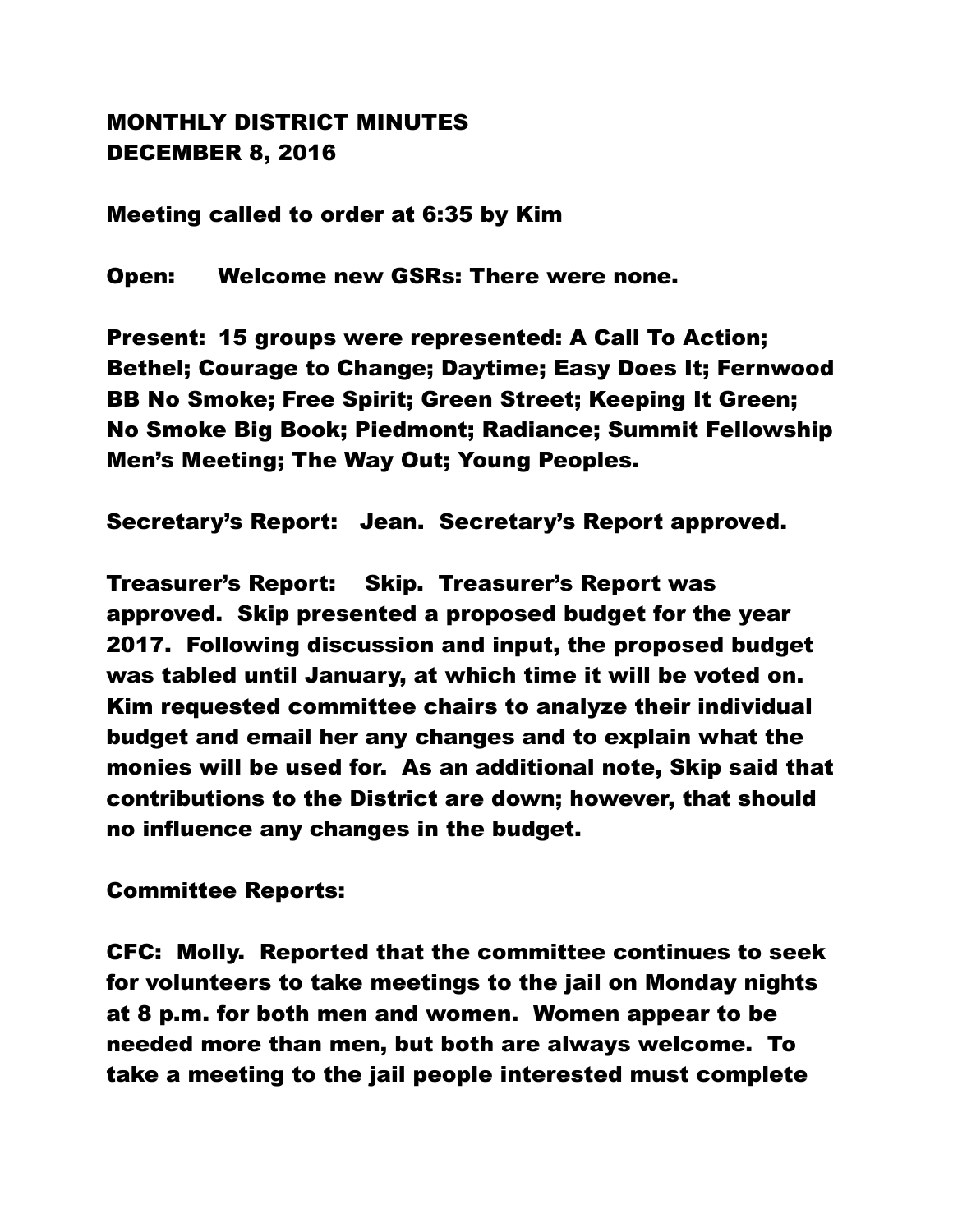# MONTHLY DISTRICT MINUTES
# DECEMBER 8, 2016

Meeting called to order at 6:35 by Kim

Open: Welcome new GSRs: There were none.

Present: 15 groups were represented: A Call To Action; Bethel; Courage to Change; Daytime; Easy Does It; Fernwood BB No Smoke; Free Spirit; Green Street; Keeping It Green; No Smoke Big Book; Piedmont; Radiance; Summit Fellowship Men's Meeting; The Way Out; Young Peoples.

Secretary's Report: Jean. Secretary's Report approved.

Treasurer's Report: Skip. Treasurer's Report was approved. Skip presented a proposed budget for the year 2017. Following discussion and input, the proposed budget was tabled until January, at which time it will be voted on. Kim requested committee chairs to analyze their individual budget and email her any changes and to explain what the monies will be used for. As an additional note, Skip said that contributions to the District are down; however, that should no influence any changes in the budget.

Committee Reports:

CFC: Molly. Reported that the committee continues to seek for volunteers to take meetings to the jail on Monday nights at 8 p.m. for both men and women. Women appear to be needed more than men, but both are always welcome. To take a meeting to the jail people interested must complete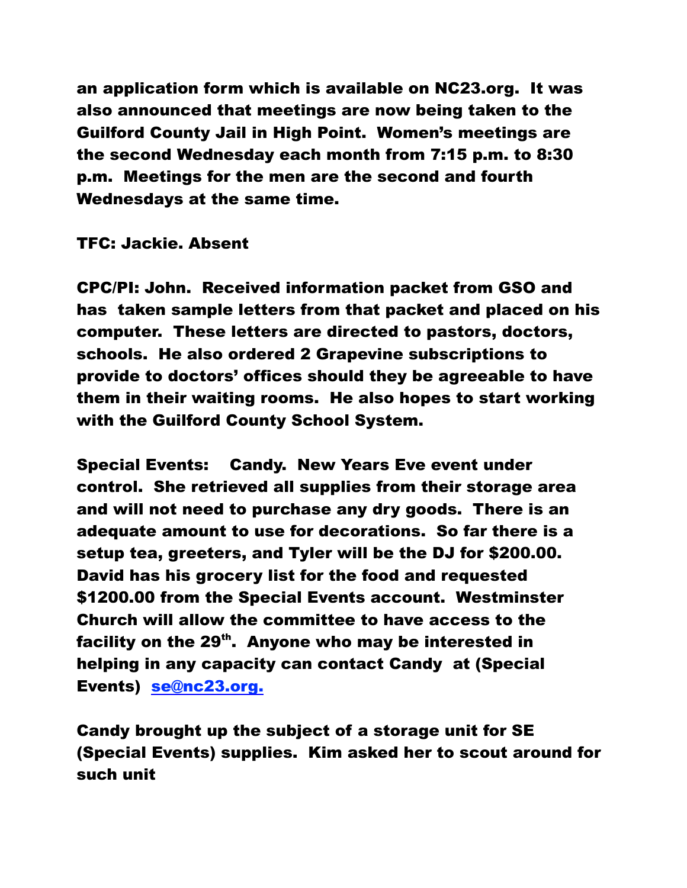an application form which is available on NC23.org. It was also announced that meetings are now being taken to the Guilford County Jail in High Point. Women's meetings are the second Wednesday each month from 7:15 p.m. to 8:30 p.m. Meetings for the men are the second and fourth Wednesdays at the same time.

TFC: Jackie. Absent

CPC/PI: John. Received information packet from GSO and has taken sample letters from that packet and placed on his computer. These letters are directed to pastors, doctors, schools. He also ordered 2 Grapevine subscriptions to provide to doctors' offices should they be agreeable to have them in their waiting rooms. He also hopes to start working with the Guilford County School System.

Special Events: Candy. New Years Eve event under control. She retrieved all supplies from their storage area and will not need to purchase any dry goods. There is an adequate amount to use for decorations. So far there is a setup tea, greeters, and Tyler will be the DJ for $200.00. David has his grocery list for the food and requested $1200.00 from the Special Events account. Westminster Church will allow the committee to have access to the facility on the 29th. Anyone who may be interested in helping in any capacity can contact Candy at (Special Events) se@nc23.org.

Candy brought up the subject of a storage unit for SE (Special Events) supplies. Kim asked her to scout around for such unit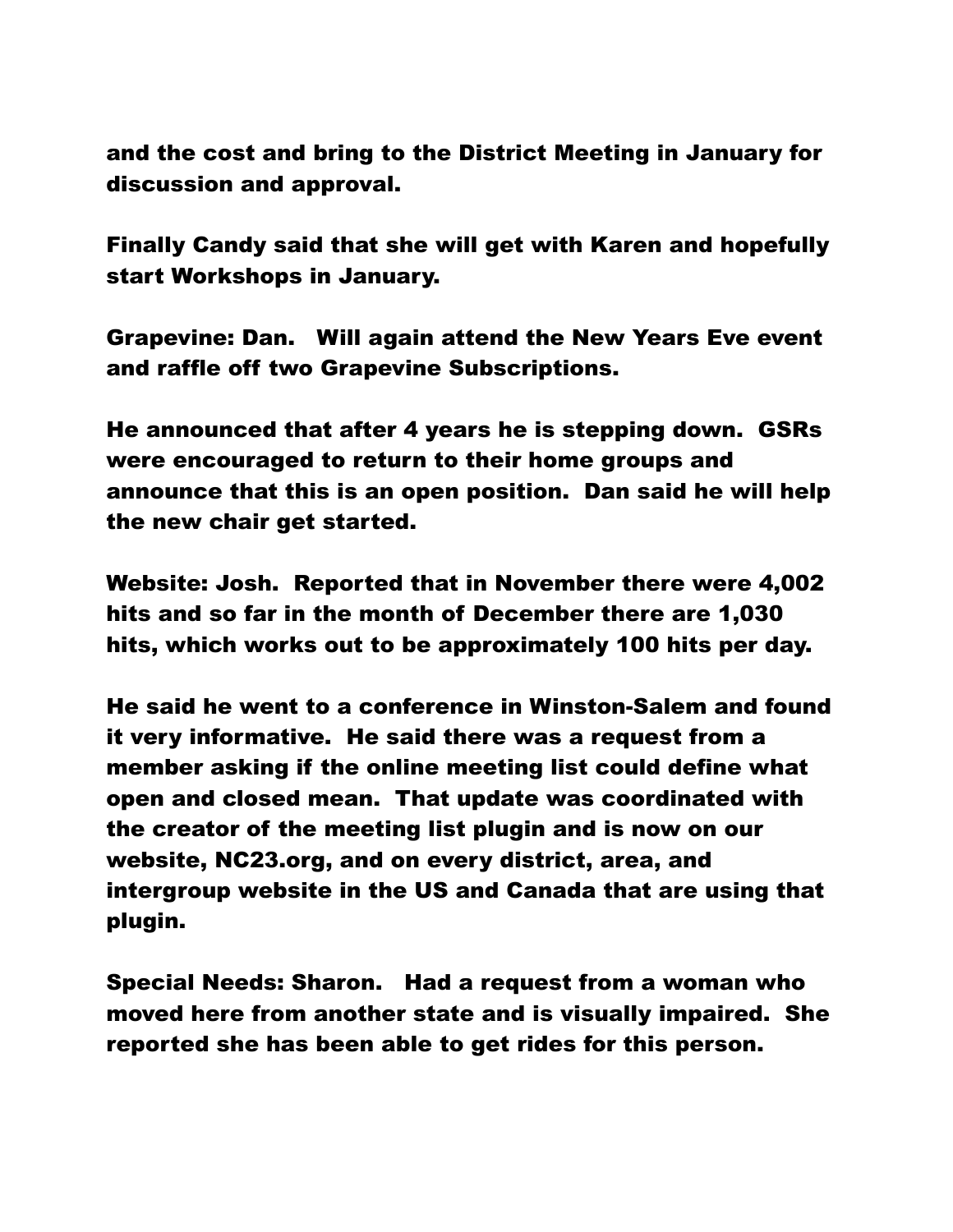**and the cost and bring to the District Meeting in January for discussion and approval.**

**Finally Candy said that she will get with Karen and hopefully start Workshops in January.**

**Grapevine: Dan. Will again attend the New Years Eve event and raffle off two Grapevine Subscriptions.**

**He announced that after 4 years he is stepping down. GSRs were encouraged to return to their home groups and announce that this is an open position. Dan said he will help the new chair get started.**

**Website: Josh. Reported that in November there were 4,002 hits and so far in the month of December there are 1,030 hits, which works out to be approximately 100 hits per day.**

**He said he went to a conference in Winston-Salem and found it very informative. He said there was a request from a member asking if the online meeting list could define what open and closed mean. That update was coordinated with the creator of the meeting list plugin and is now on our website, NC23.org, and on every district, area, and intergroup website in the US and Canada that are using that plugin.**

**Special Needs: Sharon. Had a request from a woman who moved here from another state and is visually impaired. She reported she has been able to get rides for this person.**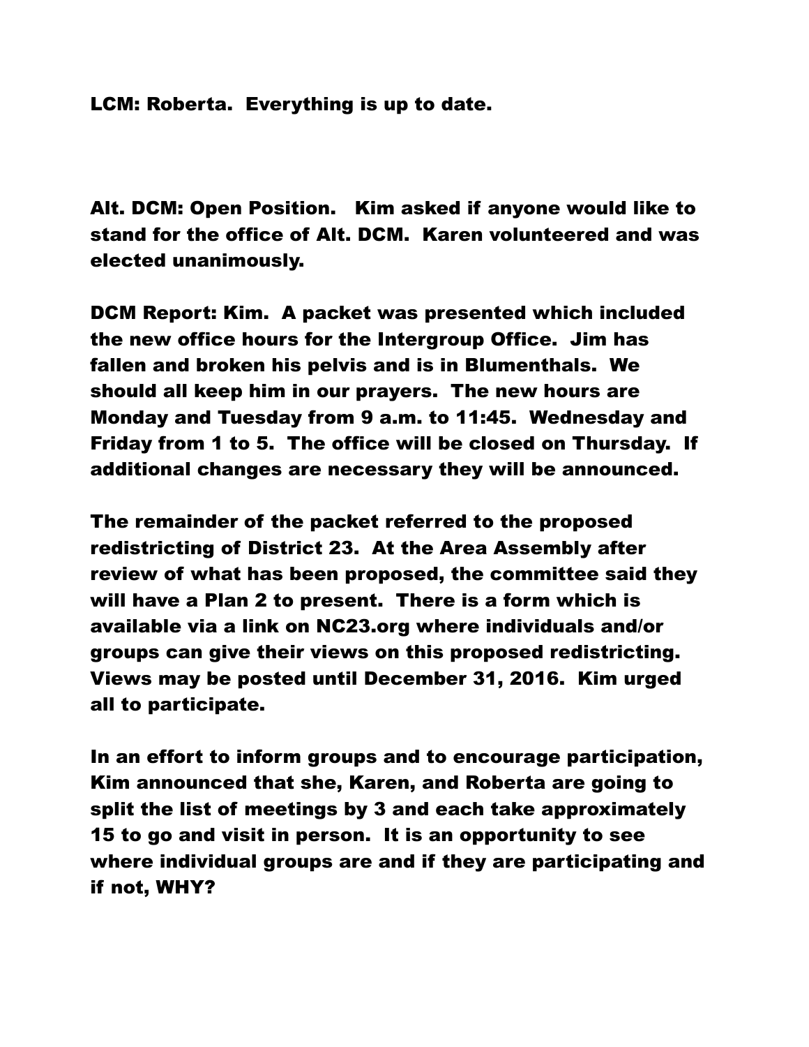LCM: Roberta. Everything is up to date.

Alt. DCM: Open Position. Kim asked if anyone would like to stand for the office of Alt. DCM. Karen volunteered and was elected unanimously.

DCM Report: Kim. A packet was presented which included the new office hours for the Intergroup Office. Jim has fallen and broken his pelvis and is in Blumenthals. We should all keep him in our prayers. The new hours are Monday and Tuesday from 9 a.m. to 11:45. Wednesday and Friday from 1 to 5. The office will be closed on Thursday. If additional changes are necessary they will be announced.

The remainder of the packet referred to the proposed redistricting of District 23. At the Area Assembly after review of what has been proposed, the committee said they will have a Plan 2 to present. There is a form which is available via a link on NC23.org where individuals and/or groups can give their views on this proposed redistricting. Views may be posted until December 31, 2016. Kim urged all to participate.

In an effort to inform groups and to encourage participation, Kim announced that she, Karen, and Roberta are going to split the list of meetings by 3 and each take approximately 15 to go and visit in person. It is an opportunity to see where individual groups are and if they are participating and if not, WHY?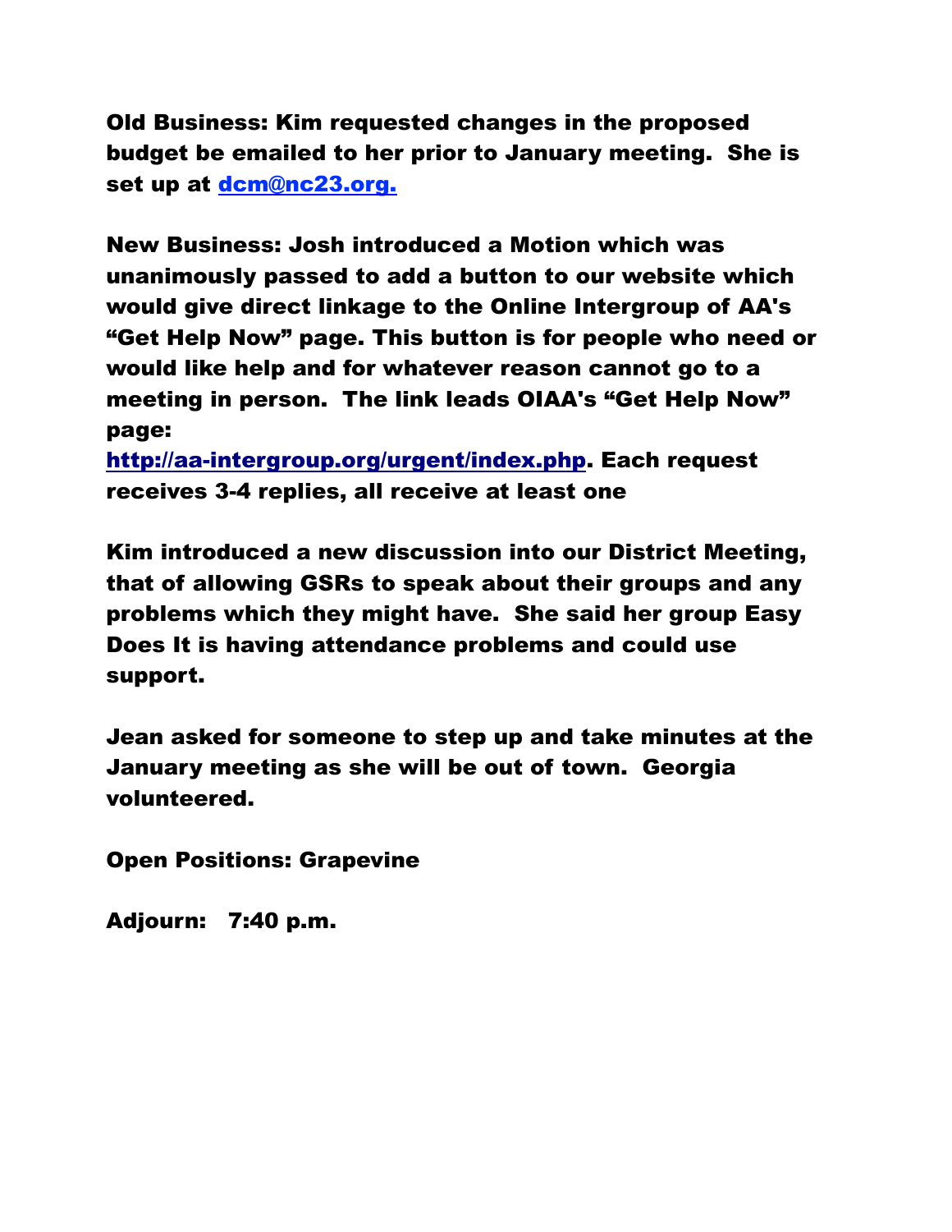**Old Business: Kim requested changes in the proposed budget be emailed to her prior to January meeting.  She is set up at [dcm@nc23.org.](mailto:dcm@nc23.org)**

**New Business: Josh introduced a Motion which was unanimously passed to add a button to our website which would give direct linkage to the Online Intergroup of AA's "Get Help Now" page. This button is for people who need or would like help and for whatever reason cannot go to a meeting in person.  The link leads OIAA's "Get Help Now" page: [http://aa-intergroup.org/urgent/index.php](http://aa-intergroup.org/urgent/index.php). Each request receives 3-4 replies, all receive at least one**

**Kim introduced a new discussion into our District Meeting, that of allowing GSRs to speak about their groups and any problems which they might have.  She said her group Easy Does It is having attendance problems and could use support.**

**Jean asked for someone to step up and take minutes at the January meeting as she will be out of town.  Georgia volunteered.**

**Open Positions: Grapevine**

**Adjourn:   7:40 p.m.**